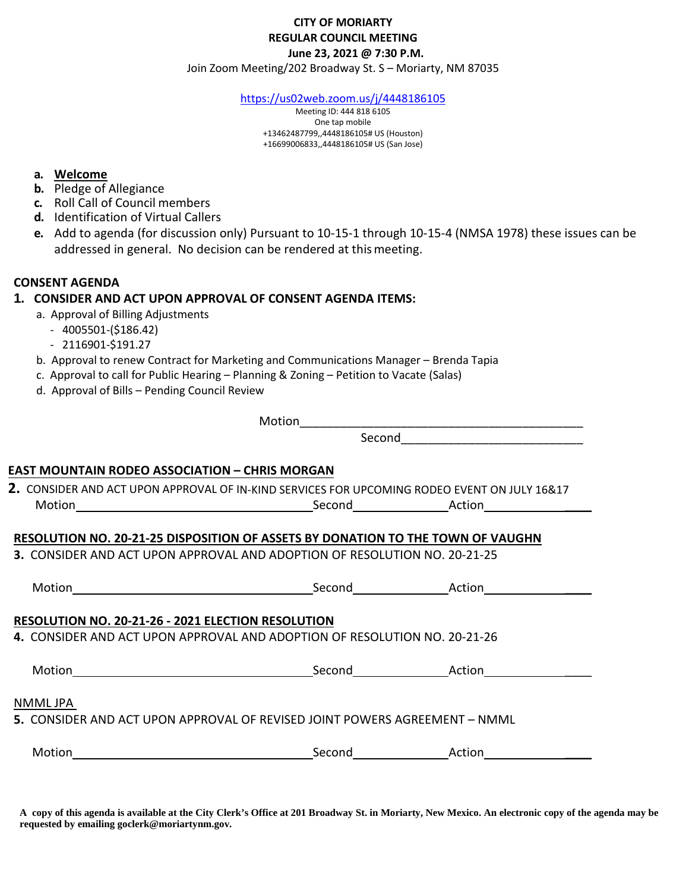**CITY OF MORIARTY**
**REGULAR COUNCIL MEETING**
**June 23, 2021 @ 7:30 P.M.**
Join Zoom Meeting/202 Broadway St. S – Moriarty, NM 87035

https://us02web.zoom.us/j/4448186105
Meeting ID: 444 818 6105
One tap mobile
+13462487799,,4448186105# US (Houston)
+16699006833,,4448186105# US (San Jose)

- **a.** **Welcome**
- **b.** Pledge of Allegiance
- **c.** Roll Call of Council members
- **d.** Identification of Virtual Callers
- **e.** Add to agenda (for discussion only) Pursuant to 10-15-1 through 10-15-4 (NMSA 1978) these issues can be addressed in general. No decision can be rendered at this meeting.

## CONSENT AGENDA

### 1. CONSIDER AND ACT UPON APPROVAL OF CONSENT AGENDA ITEMS:

a. Approval of Billing Adjustments
- 4005501-($186.42)
- 2116901-$191.27

b. Approval to renew Contract for Marketing and Communications Manager – Brenda Tapia

c. Approval to call for Public Hearing – Planning & Zoning – Petition to Vacate (Salas)

d. Approval of Bills – Pending Council Review

Motion____________________________________________

Second__________________________

## EAST MOUNTAIN RODEO ASSOCIATION – CHRIS MORGAN

**2.** CONSIDER AND ACT UPON APPROVAL OF IN-KIND SERVICES FOR UPCOMING RODEO EVENT ON JULY 16&17

Motion____________________________________ Second______________ Action________________

## RESOLUTION NO. 20-21-25 DISPOSITION OF ASSETS BY DONATION TO THE TOWN OF VAUGHN

**3.** CONSIDER AND ACT UPON APPROVAL AND ADOPTION OF RESOLUTION NO. 20-21-25

Motion____________________________________ Second______________ Action________________

## RESOLUTION NO. 20-21-26 - 2021 ELECTION RESOLUTION

**4.** CONSIDER AND ACT UPON APPROVAL AND ADOPTION OF RESOLUTION NO. 20-21-26

Motion____________________________________ Second______________ Action________________

NMML JPA

**5.** CONSIDER AND ACT UPON APPROVAL OF REVISED JOINT POWERS AGREEMENT – NMML

Motion____________________________________ Second______________ Action________________

**A copy of this agenda is available at the City Clerk's Office at 201 Broadway St. in Moriarty, New Mexico. An electronic copy of the agenda may be requested by emailing goclerk@moriartynm.gov.**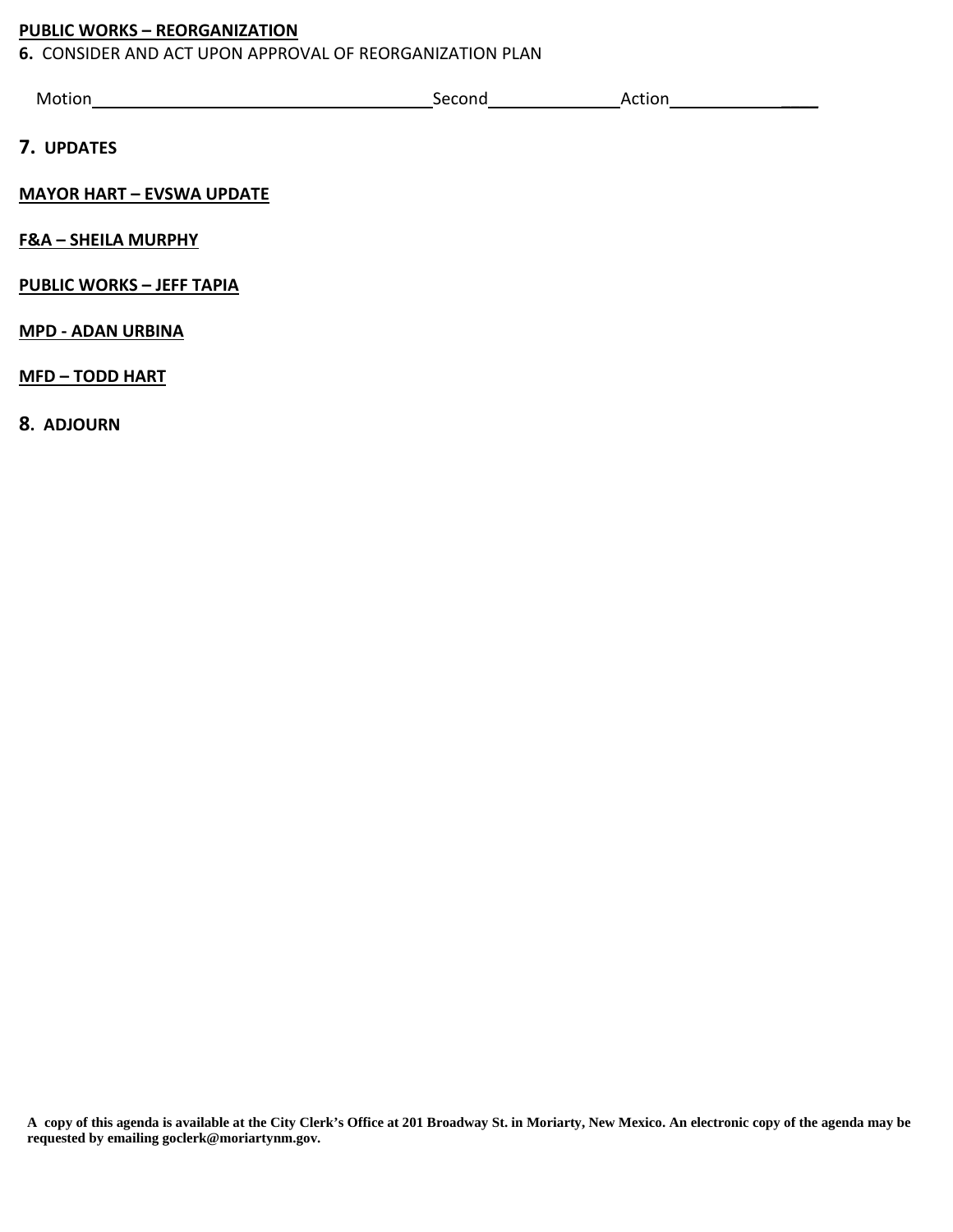**PUBLIC WORKS – REORGANIZATION**

**6.** CONSIDER AND ACT UPON APPROVAL OF REORGANIZATION PLAN

Motion_______________________________________ Second_______________ Action_______________

**7. UPDATES**

**MAYOR HART – EVSWA UPDATE**

**F&A – SHEILA MURPHY**

**PUBLIC WORKS – JEFF TAPIA**

**MPD - ADAN URBINA**

**MFD – TODD HART**

**8. ADJOURN**

**A copy of this agenda is available at the City Clerk's Office at 201 Broadway St. in Moriarty, New Mexico. An electronic copy of the agenda may be requested by emailing goclerk@moriartynm.gov.**